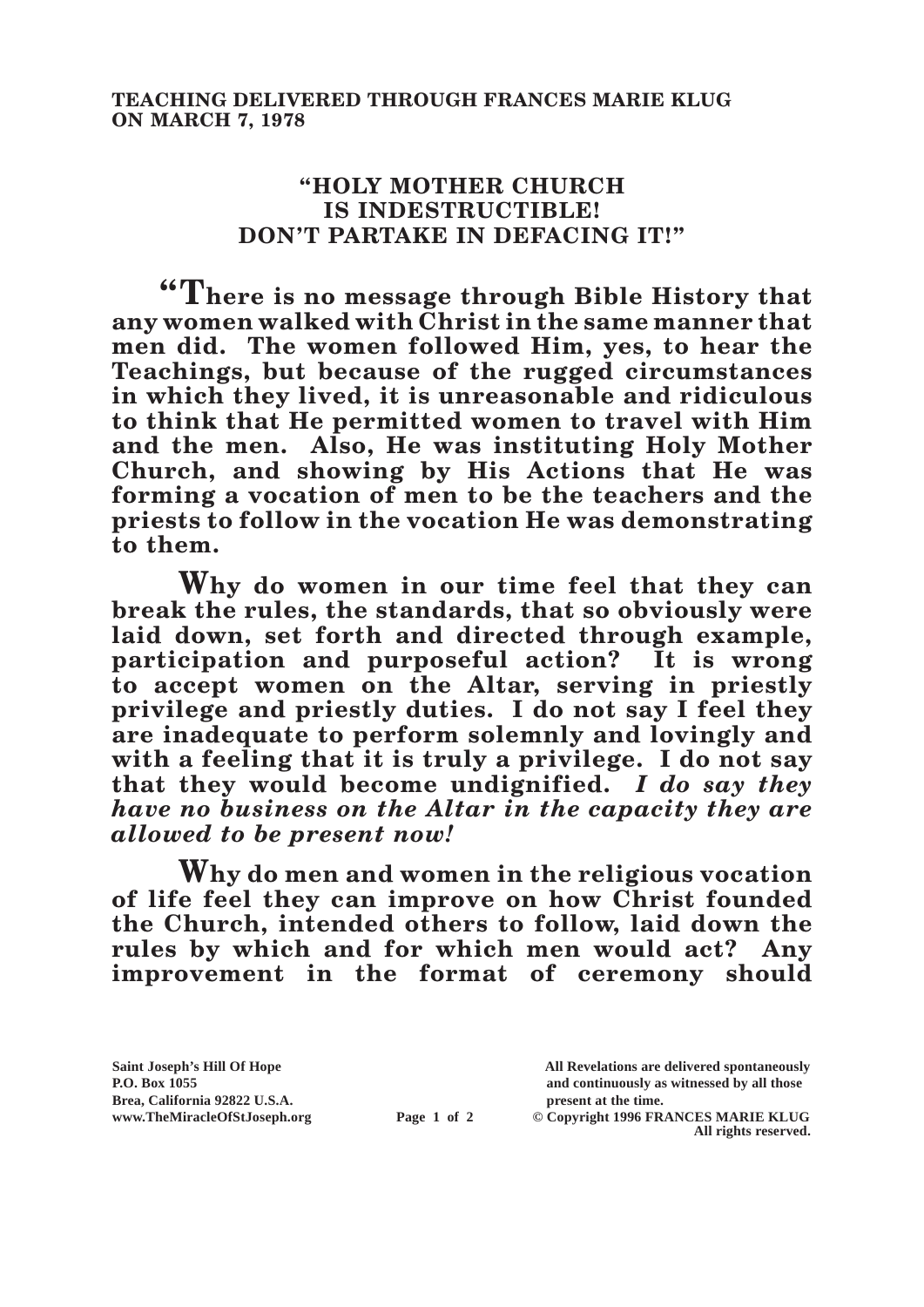**TEACHING DELIVERED THROUGH FRANCES MARIE KLUG ON MARCH 7, 1978**

# "HOLY MOTHER CHURCH IS INDESTRUCTIBLE! DON'T PARTAKE IN DEFACING IT!"

**"There is no message through Bible History that any women walked with Christ in the same manner that men did. The women followed Him, yes, to hear the Teachings, but because of the rugged circumstances in which they lived, it is unreasonable and ridiculous to think that He permitted women to travel with Him and the men. Also, He was instituting Holy Mother Church, and showing by His Actions that He was forming a vocation of men to be the teachers and the priests to follow in the vocation He was demonstrating to them.**

**Why do women in our time feel that they can break the rules, the standards, that so obviously were laid down, set forth and directed through example, participation and purposeful action? It is wrong to accept women on the Altar, serving in priestly privilege and priestly duties. I do not say I feel they are inadequate to perform solemnly and lovingly and with a feeling that it is truly a privilege. I do not say that they would become undignified. *I do say they have no business on the Altar in the capacity they are allowed to be present now!***

**Why do men and women in the religious vocation of life feel they can improve on how Christ founded the Church, intended others to follow, laid down the rules by which and for which men would act? Any improvement in the format of ceremony should**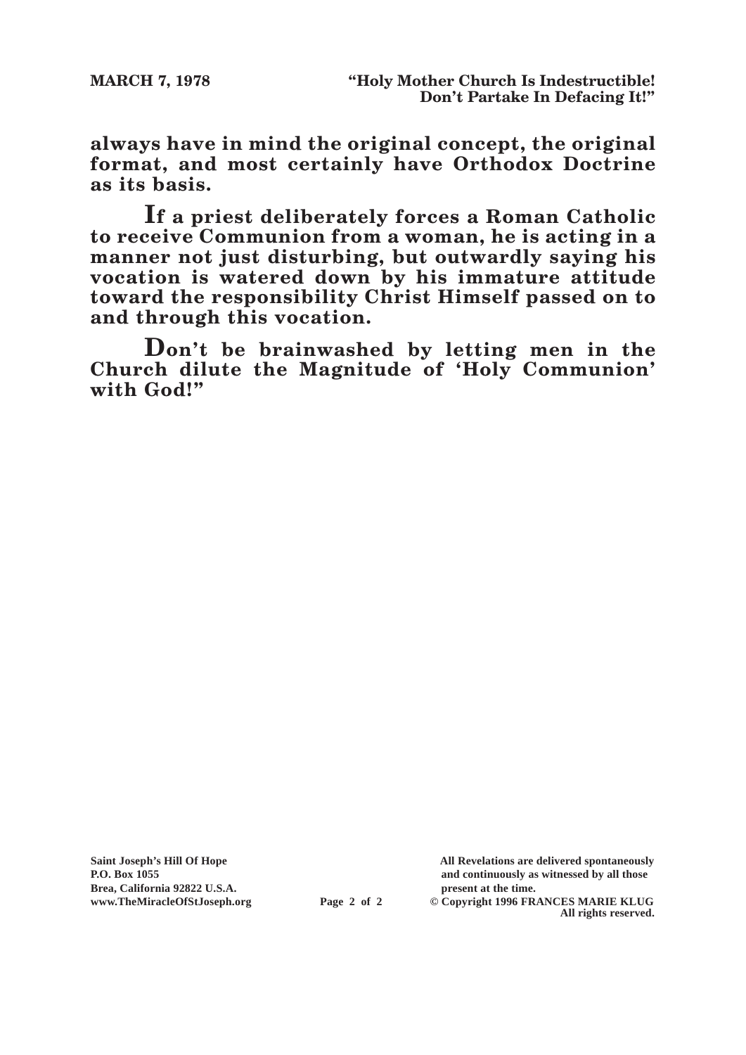**always have in mind the original concept, the original format, and most certainly have Orthodox Doctrine as its basis.**

**If a priest deliberately forces a Roman Catholic to receive Communion from a woman, he is acting in a manner not just disturbing, but outwardly saying his vocation is watered down by his immature attitude toward the responsibility Christ Himself passed on to and through this vocation.**

**Don't be brainwashed by letting men in the Church dilute the Magnitude of 'Holy Communion' with God!"**

Saint Joseph's Hill Of Hope
P.O. Box 1055
Brea, California 92822 U.S.A.
www.TheMiracleOfStJoseph.org

All Revelations are delivered spontaneously and continuously as witnessed by all those present at the time.
© Copyright 1996 FRANCES MARIE KLUG
All rights reserved.